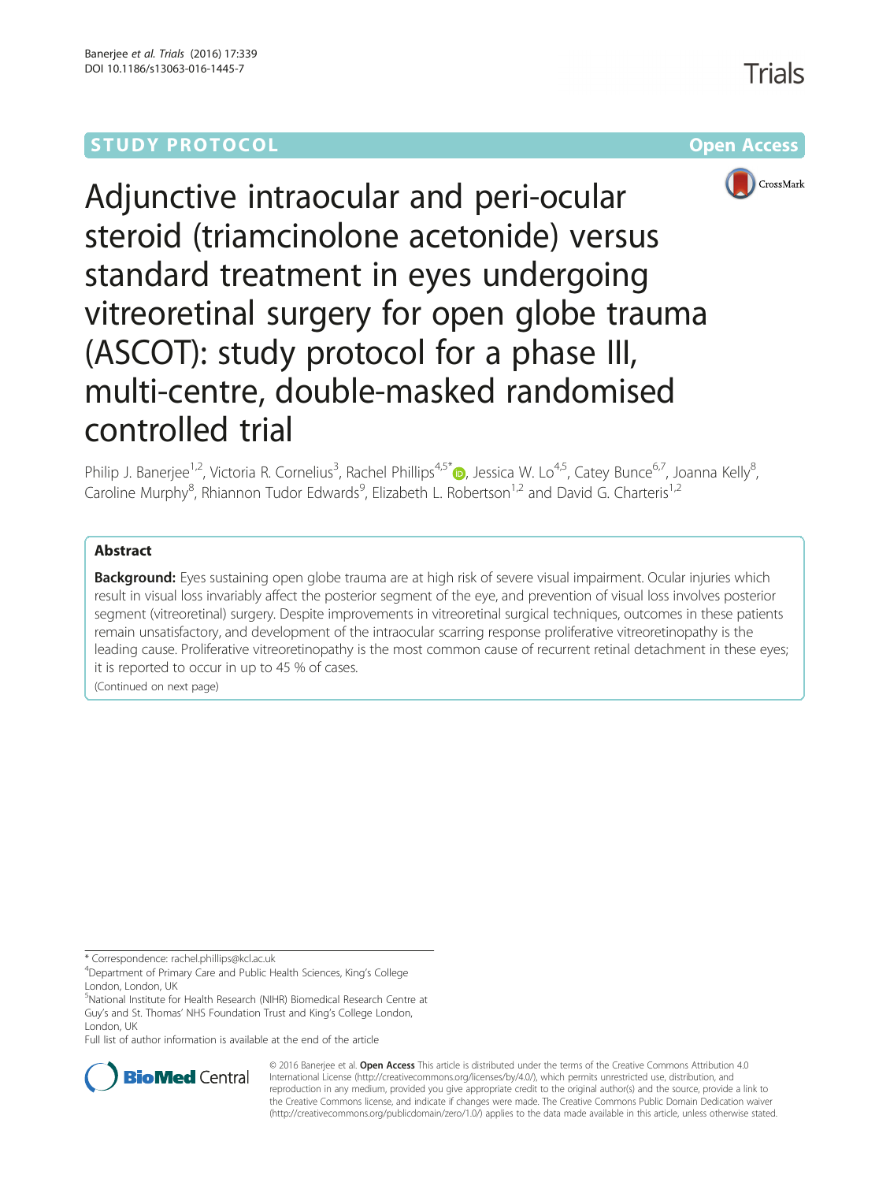STUDY PROTOCOL Open Access

# Adjunctive intraocular and peri-ocular steroid (triamcinolone acetonide) versus standard treatment in eyes undergoing vitreoretinal surgery for open globe trauma (ASCOT): study protocol for a phase III, multi-centre, double-masked randomised controlled trial

Philip J. Banerjee[1,2], Victoria R. Cornelius[3], Rachel Phillips[4,5*], Jessica W. Lo[4,5], Catey Bunce[6,7], Joanna Kelly[8], Caroline Murphy[8], Rhiannon Tudor Edwards[9], Elizabeth L. Robertson[1,2] and David G. Charteris[1,2]

## Abstract

**Background:** Eyes sustaining open globe trauma are at high risk of severe visual impairment. Ocular injuries which result in visual loss invariably affect the posterior segment of the eye, and prevention of visual loss involves posterior segment (vitreoretinal) surgery. Despite improvements in vitreoretinal surgical techniques, outcomes in these patients remain unsatisfactory, and development of the intraocular scarring response proliferative vitreoretinopathy is the leading cause. Proliferative vitreoretinopathy is the most common cause of recurrent retinal detachment in these eyes; it is reported to occur in up to 45 % of cases.

(Continued on next page)

* Correspondence: rachel.phillips@kcl.ac.uk

[4]Department of Primary Care and Public Health Sciences, King's College London, London, UK

[5]National Institute for Health Research (NIHR) Biomedical Research Centre at Guy's and St. Thomas' NHS Foundation Trust and King's College London, London, UK

Full list of author information is available at the end of the article

© 2016 Banerjee et al. **Open Access** This article is distributed under the terms of the Creative Commons Attribution 4.0 International License (http://creativecommons.org/licenses/by/4.0/), which permits unrestricted use, distribution, and reproduction in any medium, provided you give appropriate credit to the original author(s) and the source, provide a link to the Creative Commons license, and indicate if changes were made. The Creative Commons Public Domain Dedication waiver (http://creativecommons.org/publicdomain/zero/1.0/) applies to the data made available in this article, unless otherwise stated.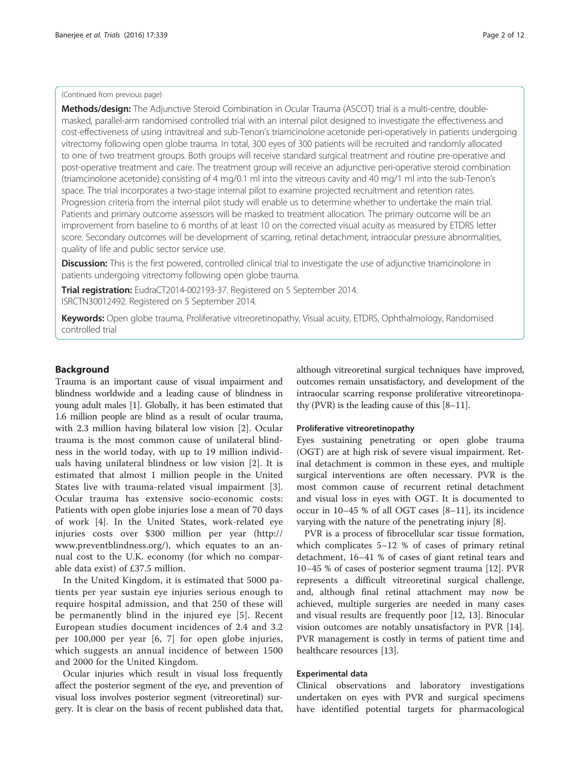(Continued from previous page)

**Methods/design:** The Adjunctive Steroid Combination in Ocular Trauma (ASCOT) trial is a multi-centre, double-masked, parallel-arm randomised controlled trial with an internal pilot designed to investigate the effectiveness and cost-effectiveness of using intravitreal and sub-Tenon's triamcinolone acetonide peri-operatively in patients undergoing vitrectomy following open globe trauma. In total, 300 eyes of 300 patients will be recruited and randomly allocated to one of two treatment groups. Both groups will receive standard surgical treatment and routine pre-operative and post-operative treatment and care. The treatment group will receive an adjunctive peri-operative steroid combination (triamcinolone acetonide) consisting of 4 mg/0.1 ml into the vitreous cavity and 40 mg/1 ml into the sub-Tenon's space. The trial incorporates a two-stage internal pilot to examine projected recruitment and retention rates. Progression criteria from the internal pilot study will enable us to determine whether to undertake the main trial. Patients and primary outcome assessors will be masked to treatment allocation. The primary outcome will be an improvement from baseline to 6 months of at least 10 on the corrected visual acuity as measured by ETDRS letter score. Secondary outcomes will be development of scarring, retinal detachment, intraocular pressure abnormalities, quality of life and public sector service use.

**Discussion:** This is the first powered, controlled clinical trial to investigate the use of adjunctive triamcinolone in patients undergoing vitrectomy following open globe trauma.

**Trial registration:** EudraCT2014-002193-37. Registered on 5 September 2014. ISRCTN30012492. Registered on 5 September 2014.

**Keywords:** Open globe trauma, Proliferative vitreoretinopathy, Visual acuity, ETDRS, Ophthalmology, Randomised controlled trial

## Background

Trauma is an important cause of visual impairment and blindness worldwide and a leading cause of blindness in young adult males [1]. Globally, it has been estimated that 1.6 million people are blind as a result of ocular trauma, with 2.3 million having bilateral low vision [2]. Ocular trauma is the most common cause of unilateral blindness in the world today, with up to 19 million individuals having unilateral blindness or low vision [2]. It is estimated that almost 1 million people in the United States live with trauma-related visual impairment [3]. Ocular trauma has extensive socio-economic costs: Patients with open globe injuries lose a mean of 70 days of work [4]. In the United States, work-related eye injuries costs over $300 million per year (http://www.preventblindness.org/), which equates to an annual cost to the U.K. economy (for which no comparable data exist) of £37.5 million.

In the United Kingdom, it is estimated that 5000 patients per year sustain eye injuries serious enough to require hospital admission, and that 250 of these will be permanently blind in the injured eye [5]. Recent European studies document incidences of 2.4 and 3.2 per 100,000 per year [6, 7] for open globe injuries, which suggests an annual incidence of between 1500 and 2000 for the United Kingdom.

Ocular injuries which result in visual loss frequently affect the posterior segment of the eye, and prevention of visual loss involves posterior segment (vitreoretinal) surgery. It is clear on the basis of recent published data that, although vitreoretinal surgical techniques have improved, outcomes remain unsatisfactory, and development of the intraocular scarring response proliferative vitreoretinopathy (PVR) is the leading cause of this [8–11].

### Proliferative vitreoretinopathy

Eyes sustaining penetrating or open globe trauma (OGT) are at high risk of severe visual impairment. Retinal detachment is common in these eyes, and multiple surgical interventions are often necessary. PVR is the most common cause of recurrent retinal detachment and visual loss in eyes with OGT. It is documented to occur in 10–45 % of all OGT cases [8–11], its incidence varying with the nature of the penetrating injury [8].

PVR is a process of fibrocellular scar tissue formation, which complicates 5–12 % of cases of primary retinal detachment, 16–41 % of cases of giant retinal tears and 10–45 % of cases of posterior segment trauma [12]. PVR represents a difficult vitreoretinal surgical challenge, and, although final retinal attachment may now be achieved, multiple surgeries are needed in many cases and visual results are frequently poor [12, 13]. Binocular vision outcomes are notably unsatisfactory in PVR [14]. PVR management is costly in terms of patient time and healthcare resources [13].

### Experimental data

Clinical observations and laboratory investigations undertaken on eyes with PVR and surgical specimens have identified potential targets for pharmacological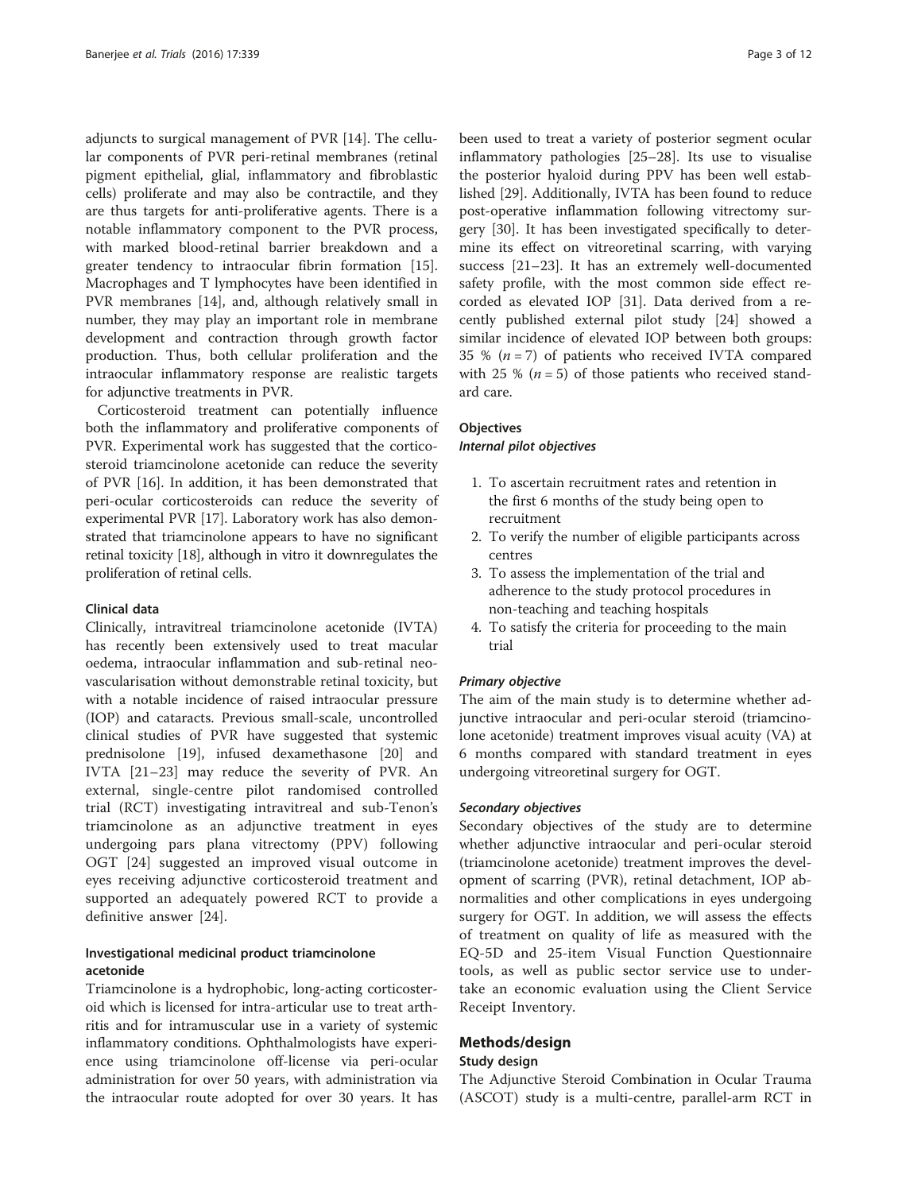adjuncts to surgical management of PVR [14]. The cellular components of PVR peri-retinal membranes (retinal pigment epithelial, glial, inflammatory and fibroblastic cells) proliferate and may also be contractile, and they are thus targets for anti-proliferative agents. There is a notable inflammatory component to the PVR process, with marked blood-retinal barrier breakdown and a greater tendency to intraocular fibrin formation [15]. Macrophages and T lymphocytes have been identified in PVR membranes [14], and, although relatively small in number, they may play an important role in membrane development and contraction through growth factor production. Thus, both cellular proliferation and the intraocular inflammatory response are realistic targets for adjunctive treatments in PVR.

Corticosteroid treatment can potentially influence both the inflammatory and proliferative components of PVR. Experimental work has suggested that the corticosteroid triamcinolone acetonide can reduce the severity of PVR [16]. In addition, it has been demonstrated that peri-ocular corticosteroids can reduce the severity of experimental PVR [17]. Laboratory work has also demonstrated that triamcinolone appears to have no significant retinal toxicity [18], although in vitro it downregulates the proliferation of retinal cells.

#### Clinical data

Clinically, intravitreal triamcinolone acetonide (IVTA) has recently been extensively used to treat macular oedema, intraocular inflammation and sub-retinal neovascularisation without demonstrable retinal toxicity, but with a notable incidence of raised intraocular pressure (IOP) and cataracts. Previous small-scale, uncontrolled clinical studies of PVR have suggested that systemic prednisolone [19], infused dexamethasone [20] and IVTA [21–23] may reduce the severity of PVR. An external, single-centre pilot randomised controlled trial (RCT) investigating intravitreal and sub-Tenon's triamcinolone as an adjunctive treatment in eyes undergoing pars plana vitrectomy (PPV) following OGT [24] suggested an improved visual outcome in eyes receiving adjunctive corticosteroid treatment and supported an adequately powered RCT to provide a definitive answer [24].

#### Investigational medicinal product triamcinolone acetonide

Triamcinolone is a hydrophobic, long-acting corticosteroid which is licensed for intra-articular use to treat arthritis and for intramuscular use in a variety of systemic inflammatory conditions. Ophthalmologists have experience using triamcinolone off-license via peri-ocular administration for over 50 years, with administration via the intraocular route adopted for over 30 years. It has been used to treat a variety of posterior segment ocular inflammatory pathologies [25–28]. Its use to visualise the posterior hyaloid during PPV has been well established [29]. Additionally, IVTA has been found to reduce post-operative inflammation following vitrectomy surgery [30]. It has been investigated specifically to determine its effect on vitreoretinal scarring, with varying success [21–23]. It has an extremely well-documented safety profile, with the most common side effect recorded as elevated IOP [31]. Data derived from a recently published external pilot study [24] showed a similar incidence of elevated IOP between both groups: 35 % ($n = 7$) of patients who received IVTA compared with 25 % ($n = 5$) of those patients who received standard care.

#### Objectives

##### *Internal pilot objectives*

1. To ascertain recruitment rates and retention in the first 6 months of the study being open to recruitment
2. To verify the number of eligible participants across centres
3. To assess the implementation of the trial and adherence to the study protocol procedures in non-teaching and teaching hospitals
4. To satisfy the criteria for proceeding to the main trial

##### *Primary objective*

The aim of the main study is to determine whether adjunctive intraocular and peri-ocular steroid (triamcinolone acetonide) treatment improves visual acuity (VA) at 6 months compared with standard treatment in eyes undergoing vitreoretinal surgery for OGT.

##### *Secondary objectives*

Secondary objectives of the study are to determine whether adjunctive intraocular and peri-ocular steroid (triamcinolone acetonide) treatment improves the development of scarring (PVR), retinal detachment, IOP abnormalities and other complications in eyes undergoing surgery for OGT. In addition, we will assess the effects of treatment on quality of life as measured with the EQ-5D and 25-item Visual Function Questionnaire tools, as well as public sector service use to undertake an economic evaluation using the Client Service Receipt Inventory.

## Methods/design

#### Study design

The Adjunctive Steroid Combination in Ocular Trauma (ASCOT) study is a multi-centre, parallel-arm RCT in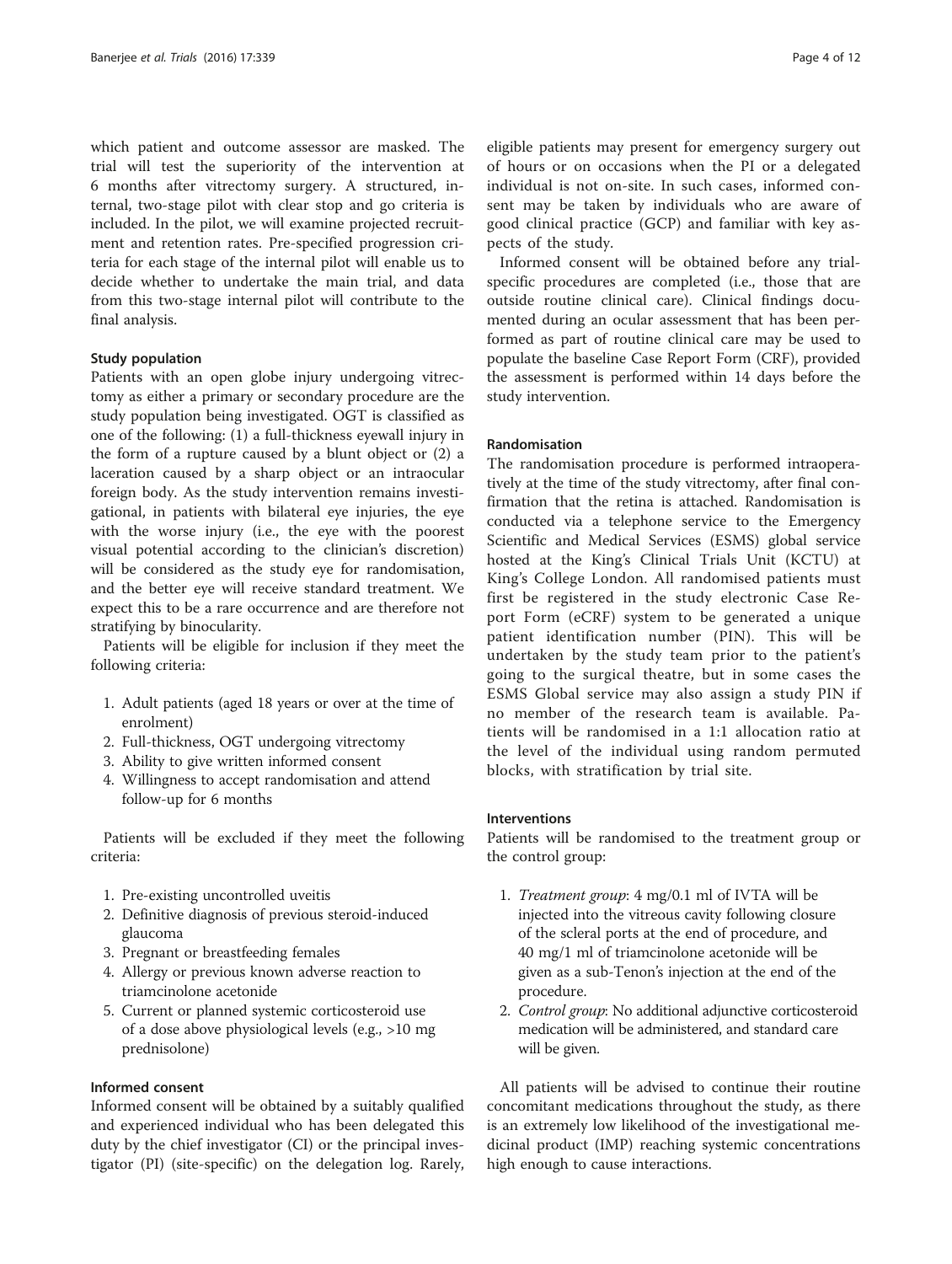which patient and outcome assessor are masked. The trial will test the superiority of the intervention at 6 months after vitrectomy surgery. A structured, internal, two-stage pilot with clear stop and go criteria is included. In the pilot, we will examine projected recruitment and retention rates. Pre-specified progression criteria for each stage of the internal pilot will enable us to decide whether to undertake the main trial, and data from this two-stage internal pilot will contribute to the final analysis.

### Study population

Patients with an open globe injury undergoing vitrectomy as either a primary or secondary procedure are the study population being investigated. OGT is classified as one of the following: (1) a full-thickness eyewall injury in the form of a rupture caused by a blunt object or (2) a laceration caused by a sharp object or an intraocular foreign body. As the study intervention remains investigational, in patients with bilateral eye injuries, the eye with the worse injury (i.e., the eye with the poorest visual potential according to the clinician's discretion) will be considered as the study eye for randomisation, and the better eye will receive standard treatment. We expect this to be a rare occurrence and are therefore not stratifying by binocularity.

Patients will be eligible for inclusion if they meet the following criteria:

1. Adult patients (aged 18 years or over at the time of enrolment)
2. Full-thickness, OGT undergoing vitrectomy
3. Ability to give written informed consent
4. Willingness to accept randomisation and attend follow-up for 6 months

Patients will be excluded if they meet the following criteria:

1. Pre-existing uncontrolled uveitis
2. Definitive diagnosis of previous steroid-induced glaucoma
3. Pregnant or breastfeeding females
4. Allergy or previous known adverse reaction to triamcinolone acetonide
5. Current or planned systemic corticosteroid use of a dose above physiological levels (e.g., >10 mg prednisolone)

### Informed consent

Informed consent will be obtained by a suitably qualified and experienced individual who has been delegated this duty by the chief investigator (CI) or the principal investigator (PI) (site-specific) on the delegation log. Rarely, eligible patients may present for emergency surgery out of hours or on occasions when the PI or a delegated individual is not on-site. In such cases, informed consent may be taken by individuals who are aware of good clinical practice (GCP) and familiar with key aspects of the study.

Informed consent will be obtained before any trial-specific procedures are completed (i.e., those that are outside routine clinical care). Clinical findings documented during an ocular assessment that has been performed as part of routine clinical care may be used to populate the baseline Case Report Form (CRF), provided the assessment is performed within 14 days before the study intervention.

### Randomisation

The randomisation procedure is performed intraoperatively at the time of the study vitrectomy, after final confirmation that the retina is attached. Randomisation is conducted via a telephone service to the Emergency Scientific and Medical Services (ESMS) global service hosted at the King's Clinical Trials Unit (KCTU) at King's College London. All randomised patients must first be registered in the study electronic Case Report Form (eCRF) system to be generated a unique patient identification number (PIN). This will be undertaken by the study team prior to the patient's going to the surgical theatre, but in some cases the ESMS Global service may also assign a study PIN if no member of the research team is available. Patients will be randomised in a 1:1 allocation ratio at the level of the individual using random permuted blocks, with stratification by trial site.

### Interventions

Patients will be randomised to the treatment group or the control group:

1. *Treatment group*: 4 mg/0.1 ml of IVTA will be injected into the vitreous cavity following closure of the scleral ports at the end of procedure, and 40 mg/1 ml of triamcinolone acetonide will be given as a sub-Tenon's injection at the end of the procedure.
2. *Control group*: No additional adjunctive corticosteroid medication will be administered, and standard care will be given.

All patients will be advised to continue their routine concomitant medications throughout the study, as there is an extremely low likelihood of the investigational medicinal product (IMP) reaching systemic concentrations high enough to cause interactions.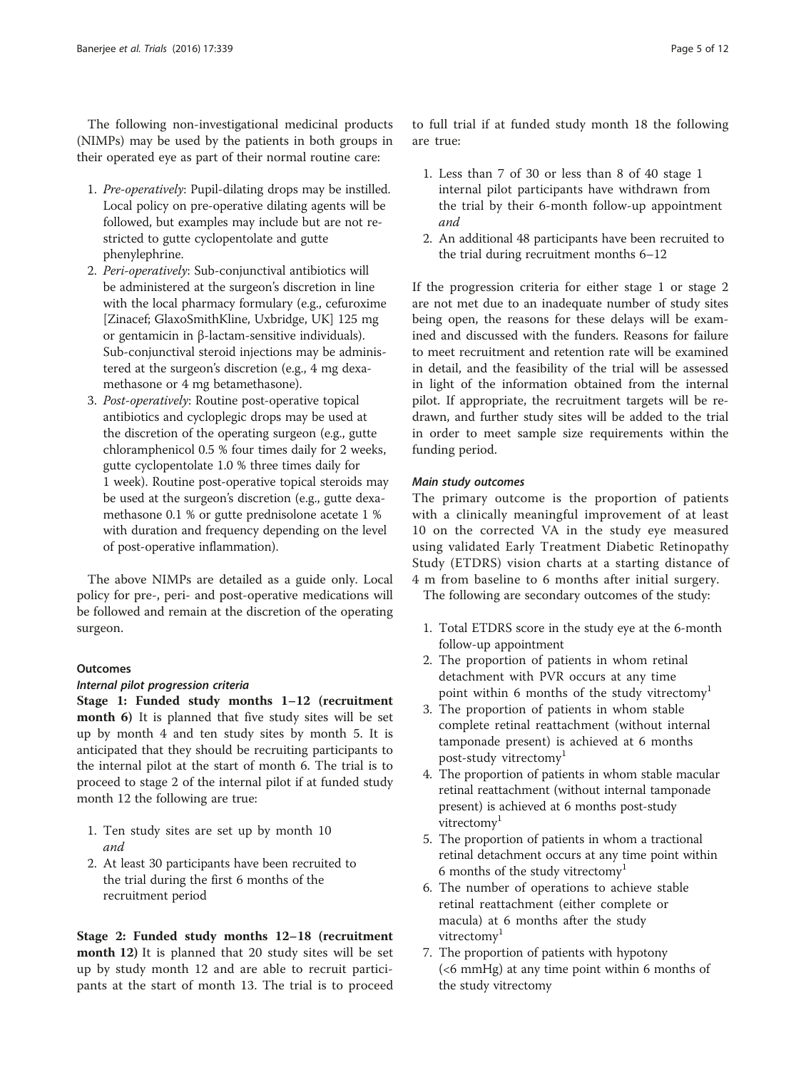The following non-investigational medicinal products (NIMPs) may be used by the patients in both groups in their operated eye as part of their normal routine care:

1. *Pre-operatively*: Pupil-dilating drops may be instilled. Local policy on pre-operative dilating agents will be followed, but examples may include but are not restricted to gutte cyclopentolate and gutte phenylephrine.
2. *Peri-operatively*: Sub-conjunctival antibiotics will be administered at the surgeon's discretion in line with the local pharmacy formulary (e.g., cefuroxime [Zinacef; GlaxoSmithKline, Uxbridge, UK] 125 mg or gentamicin in β-lactam-sensitive individuals). Sub-conjunctival steroid injections may be administered at the surgeon's discretion (e.g., 4 mg dexamethasone or 4 mg betamethasone).
3. *Post-operatively*: Routine post-operative topical antibiotics and cycloplegic drops may be used at the discretion of the operating surgeon (e.g., gutte chloramphenicol 0.5 % four times daily for 2 weeks, gutte cyclopentolate 1.0 % three times daily for 1 week). Routine post-operative topical steroids may be used at the surgeon's discretion (e.g., gutte dexamethasone 0.1 % or gutte prednisolone acetate 1 % with duration and frequency depending on the level of post-operative inflammation).

The above NIMPs are detailed as a guide only. Local policy for pre-, peri- and post-operative medications will be followed and remain at the discretion of the operating surgeon.

### Outcomes

#### *Internal pilot progression criteria*

**Stage 1: Funded study months 1–12 (recruitment month 6)** It is planned that five study sites will be set up by month 4 and ten study sites by month 5. It is anticipated that they should be recruiting participants to the internal pilot at the start of month 6. The trial is to proceed to stage 2 of the internal pilot if at funded study month 12 the following are true:

1. Ten study sites are set up by month 10 *and*
2. At least 30 participants have been recruited to the trial during the first 6 months of the recruitment period

**Stage 2: Funded study months 12–18 (recruitment month 12)** It is planned that 20 study sites will be set up by study month 12 and are able to recruit participants at the start of month 13. The trial is to proceed to full trial if at funded study month 18 the following are true:

1. Less than 7 of 30 or less than 8 of 40 stage 1 internal pilot participants have withdrawn from the trial by their 6-month follow-up appointment *and*
2. An additional 48 participants have been recruited to the trial during recruitment months 6–12

If the progression criteria for either stage 1 or stage 2 are not met due to an inadequate number of study sites being open, the reasons for these delays will be examined and discussed with the funders. Reasons for failure to meet recruitment and retention rate will be examined in detail, and the feasibility of the trial will be assessed in light of the information obtained from the internal pilot. If appropriate, the recruitment targets will be redrawn, and further study sites will be added to the trial in order to meet sample size requirements within the funding period.

#### *Main study outcomes*

The primary outcome is the proportion of patients with a clinically meaningful improvement of at least 10 on the corrected VA in the study eye measured using validated Early Treatment Diabetic Retinopathy Study (ETDRS) vision charts at a starting distance of 4 m from baseline to 6 months after initial surgery.

The following are secondary outcomes of the study:

1. Total ETDRS score in the study eye at the 6-month follow-up appointment
2. The proportion of patients in whom retinal detachment with PVR occurs at any time point within 6 months of the study vitrectomy[1]
3. The proportion of patients in whom stable complete retinal reattachment (without internal tamponade present) is achieved at 6 months post-study vitrectomy[1]
4. The proportion of patients in whom stable macular retinal reattachment (without internal tamponade present) is achieved at 6 months post-study vitrectomy[1]
5. The proportion of patients in whom a tractional retinal detachment occurs at any time point within 6 months of the study vitrectomy[1]
6. The number of operations to achieve stable retinal reattachment (either complete or macula) at 6 months after the study vitrectomy[1]
7. The proportion of patients with hypotony (<6 mmHg) at any time point within 6 months of the study vitrectomy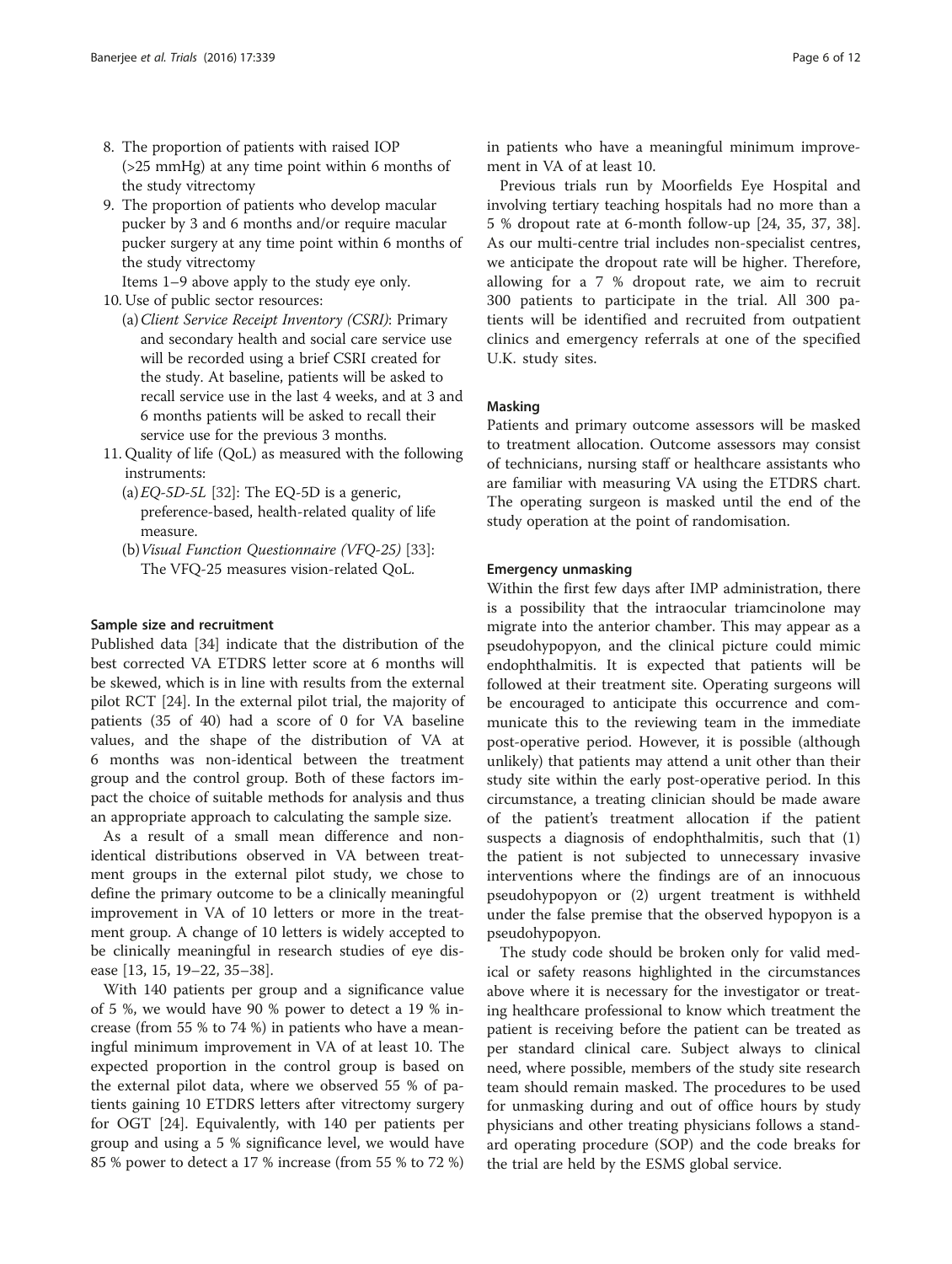8. The proportion of patients with raised IOP (>25 mmHg) at any time point within 6 months of the study vitrectomy
9. The proportion of patients who develop macular pucker by 3 and 6 months and/or require macular pucker surgery at any time point within 6 months of the study vitrectomy

   Items 1–9 above apply to the study eye only.
10. Use of public sector resources:
    (a) *Client Service Receipt Inventory (CSRI)*: Primary and secondary health and social care service use will be recorded using a brief CSRI created for the study. At baseline, patients will be asked to recall service use in the last 4 weeks, and at 3 and 6 months patients will be asked to recall their service use for the previous 3 months.
11. Quality of life (QoL) as measured with the following instruments:
    (a) *EQ-5D-5L* [32]: The EQ-5D is a generic, preference-based, health-related quality of life measure.
    (b) *Visual Function Questionnaire (VFQ-25)* [33]: The VFQ-25 measures vision-related QoL.

#### Sample size and recruitment

Published data [34] indicate that the distribution of the best corrected VA ETDRS letter score at 6 months will be skewed, which is in line with results from the external pilot RCT [24]. In the external pilot trial, the majority of patients (35 of 40) had a score of 0 for VA baseline values, and the shape of the distribution of VA at 6 months was non-identical between the treatment group and the control group. Both of these factors impact the choice of suitable methods for analysis and thus an appropriate approach to calculating the sample size.

As a result of a small mean difference and non-identical distributions observed in VA between treatment groups in the external pilot study, we chose to define the primary outcome to be a clinically meaningful improvement in VA of 10 letters or more in the treatment group. A change of 10 letters is widely accepted to be clinically meaningful in research studies of eye disease [13, 15, 19–22, 35–38].

With 140 patients per group and a significance value of 5 %, we would have 90 % power to detect a 19 % increase (from 55 % to 74 %) in patients who have a meaningful minimum improvement in VA of at least 10. The expected proportion in the control group is based on the external pilot data, where we observed 55 % of patients gaining 10 ETDRS letters after vitrectomy surgery for OGT [24]. Equivalently, with 140 per patients per group and using a 5 % significance level, we would have 85 % power to detect a 17 % increase (from 55 % to 72 %) in patients who have a meaningful minimum improvement in VA of at least 10.

Previous trials run by Moorfields Eye Hospital and involving tertiary teaching hospitals had no more than a 5 % dropout rate at 6-month follow-up [24, 35, 37, 38]. As our multi-centre trial includes non-specialist centres, we anticipate the dropout rate will be higher. Therefore, allowing for a 7 % dropout rate, we aim to recruit 300 patients to participate in the trial. All 300 patients will be identified and recruited from outpatient clinics and emergency referrals at one of the specified U.K. study sites.

#### Masking

Patients and primary outcome assessors will be masked to treatment allocation. Outcome assessors may consist of technicians, nursing staff or healthcare assistants who are familiar with measuring VA using the ETDRS chart. The operating surgeon is masked until the end of the study operation at the point of randomisation.

#### Emergency unmasking

Within the first few days after IMP administration, there is a possibility that the intraocular triamcinolone may migrate into the anterior chamber. This may appear as a pseudohypopyon, and the clinical picture could mimic endophthalmitis. It is expected that patients will be followed at their treatment site. Operating surgeons will be encouraged to anticipate this occurrence and communicate this to the reviewing team in the immediate post-operative period. However, it is possible (although unlikely) that patients may attend a unit other than their study site within the early post-operative period. In this circumstance, a treating clinician should be made aware of the patient's treatment allocation if the patient suspects a diagnosis of endophthalmitis, such that (1) the patient is not subjected to unnecessary invasive interventions where the findings are of an innocuous pseudohypopyon or (2) urgent treatment is withheld under the false premise that the observed hypopyon is a pseudohypopyon.

The study code should be broken only for valid medical or safety reasons highlighted in the circumstances above where it is necessary for the investigator or treating healthcare professional to know which treatment the patient is receiving before the patient can be treated as per standard clinical care. Subject always to clinical need, where possible, members of the study site research team should remain masked. The procedures to be used for unmasking during and out of office hours by study physicians and other treating physicians follows a standard operating procedure (SOP) and the code breaks for the trial are held by the ESMS global service.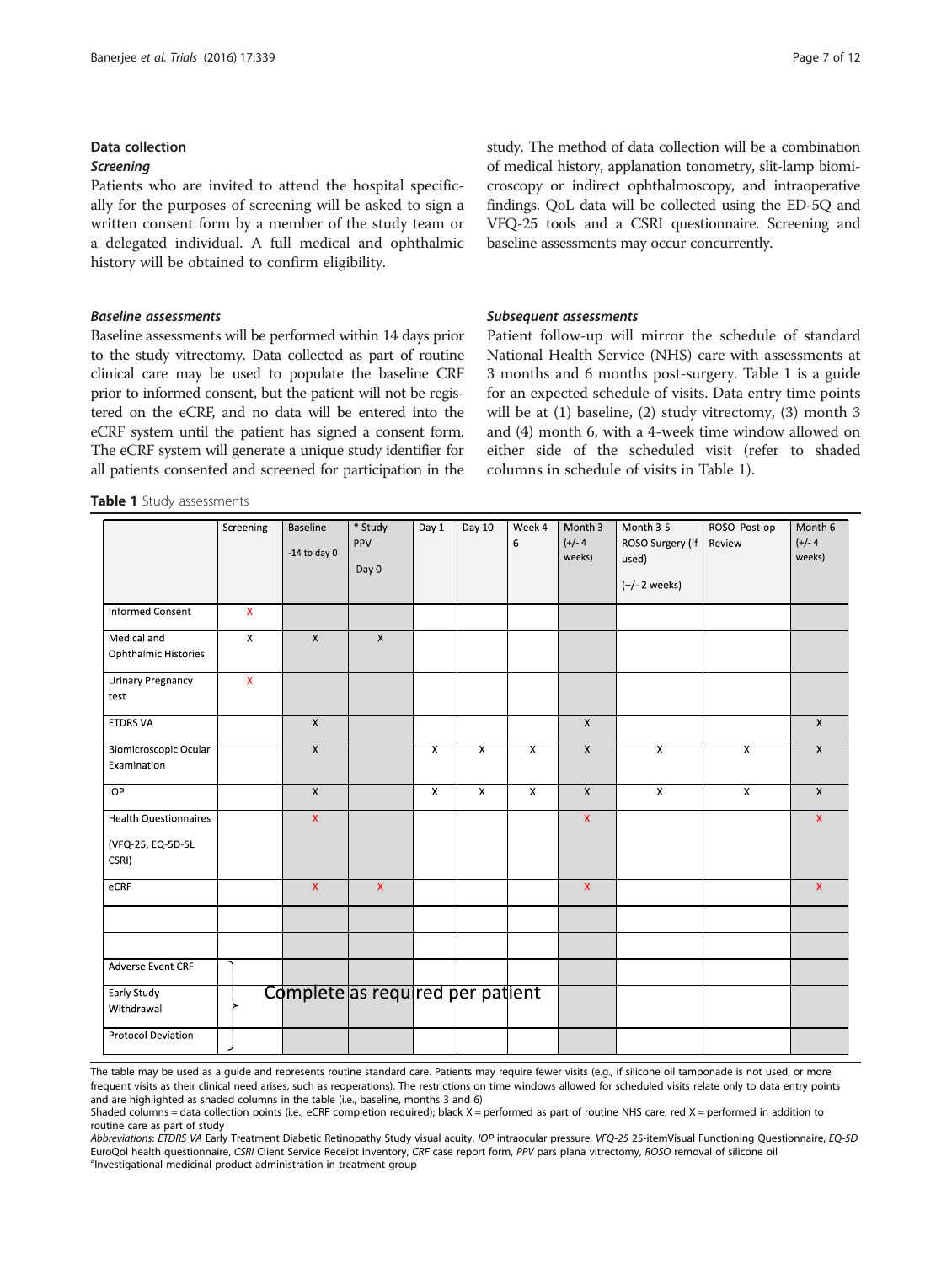## Data collection

### Screening

Patients who are invited to attend the hospital specifically for the purposes of screening will be asked to sign a written consent form by a member of the study team or a delegated individual. A full medical and ophthalmic history will be obtained to confirm eligibility.

### Baseline assessments

Baseline assessments will be performed within 14 days prior to the study vitrectomy. Data collected as part of routine clinical care may be used to populate the baseline CRF prior to informed consent, but the patient will not be registered on the eCRF, and no data will be entered into the eCRF system until the patient has signed a consent form. The eCRF system will generate a unique study identifier for all patients consented and screened for participation in the study. The method of data collection will be a combination of medical history, applanation tonometry, slit-lamp biomicroscopy or indirect ophthalmoscopy, and intraoperative findings. QoL data will be collected using the ED-5Q and VFQ-25 tools and a CSRI questionnaire. Screening and baseline assessments may occur concurrently.

### Subsequent assessments

Patient follow-up will mirror the schedule of standard National Health Service (NHS) care with assessments at 3 months and 6 months post-surgery. Table 1 is a guide for an expected schedule of visits. Data entry time points will be at (1) baseline, (2) study vitrectomy, (3) month 3 and (4) month 6, with a 4-week time window allowed on either side of the scheduled visit (refer to shaded columns in schedule of visits in Table 1).

**Table 1** Study assessments

| | Screening | Baseline -14 to day 0 | * Study PPV Day 0 | Day 1 | Day 10 | Week 4-6 | Month 3 (+/- 4 weeks) | Month 3-5 ROSO Surgery (If used) (+/- 2 weeks) | ROSO Post-op Review | Month 6 (+/- 4 weeks) |
|---|---|---|---|---|---|---|---|---|---|---|
| Informed Consent | X | | | | | | | | | |
| Medical and Ophthalmic Histories | X | X | X | | | | | | | |
| Urinary Pregnancy test | X | | | | | | | | | |
| ETDRS VA | | X | | | | | X | | | X |
| Biomicroscopic Ocular Examination | | X | | X | X | X | X | X | X | X |
| IOP | | X | | X | X | X | X | X | X | X |
| Health Questionnaires (VFQ-25, EQ-5D-5L CSRI) | | X | | | | | X | | | X |
| eCRF | | X | X | | | | X | | | X |
| | | | | | | | | | | |
| | | | | | | | | | | |
| Adverse Event CRF | Complete as required per patient | | | | | | | | | |
| Early Study Withdrawal | | | | | | | | | | |
| Protocol Deviation | | | | | | | | | | |

The table may be used as a guide and represents routine standard care. Patients may require fewer visits (e.g., if silicone oil tamponade is not used, or more frequent visits as their clinical need arises, such as reoperations). The restrictions on time windows allowed for scheduled visits relate only to data entry points and are highlighted as shaded columns in the table (i.e., baseline, months 3 and 6)

Shaded columns = data collection points (i.e., eCRF completion required); black X = performed as part of routine NHS care; red X = performed in addition to routine care as part of study

*Abbreviations*: *ETDRS VA* Early Treatment Diabetic Retinopathy Study visual acuity, *IOP* intraocular pressure, *VFQ-25* 25-itemVisual Functioning Questionnaire, *EQ-5D* EuroQol health questionnaire, *CSRI* Client Service Receipt Inventory, *CRF* case report form, *PPV* pars plana vitrectomy, *ROSO* removal of silicone oil

[a]Investigational medicinal product administration in treatment group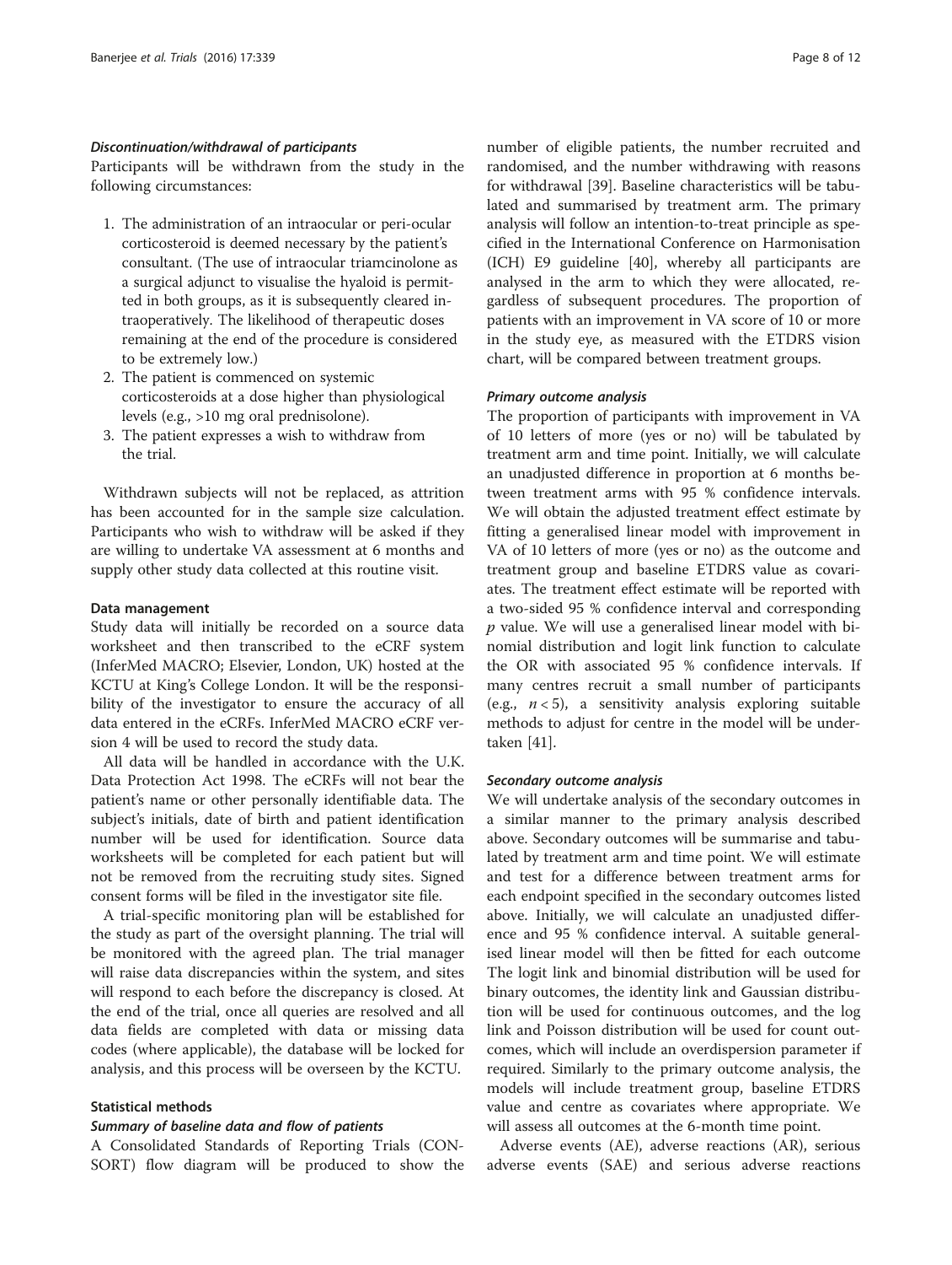#### *Discontinuation/withdrawal of participants*

Participants will be withdrawn from the study in the following circumstances:

1. The administration of an intraocular or peri-ocular corticosteroid is deemed necessary by the patient's consultant. (The use of intraocular triamcinolone as a surgical adjunct to visualise the hyaloid is permitted in both groups, as it is subsequently cleared intraoperatively. The likelihood of therapeutic doses remaining at the end of the procedure is considered to be extremely low.)
2. The patient is commenced on systemic corticosteroids at a dose higher than physiological levels (e.g., >10 mg oral prednisolone).
3. The patient expresses a wish to withdraw from the trial.

Withdrawn subjects will not be replaced, as attrition has been accounted for in the sample size calculation. Participants who wish to withdraw will be asked if they are willing to undertake VA assessment at 6 months and supply other study data collected at this routine visit.

### Data management

Study data will initially be recorded on a source data worksheet and then transcribed to the eCRF system (InferMed MACRO; Elsevier, London, UK) hosted at the KCTU at King's College London. It will be the responsibility of the investigator to ensure the accuracy of all data entered in the eCRFs. InferMed MACRO eCRF version 4 will be used to record the study data.

All data will be handled in accordance with the U.K. Data Protection Act 1998. The eCRFs will not bear the patient's name or other personally identifiable data. The subject's initials, date of birth and patient identification number will be used for identification. Source data worksheets will be completed for each patient but will not be removed from the recruiting study sites. Signed consent forms will be filed in the investigator site file.

A trial-specific monitoring plan will be established for the study as part of the oversight planning. The trial will be monitored with the agreed plan. The trial manager will raise data discrepancies within the system, and sites will respond to each before the discrepancy is closed. At the end of the trial, once all queries are resolved and all data fields are completed with data or missing data codes (where applicable), the database will be locked for analysis, and this process will be overseen by the KCTU.

### Statistical methods

#### *Summary of baseline data and flow of patients*

A Consolidated Standards of Reporting Trials (CONSORT) flow diagram will be produced to show the number of eligible patients, the number recruited and randomised, and the number withdrawing with reasons for withdrawal [39]. Baseline characteristics will be tabulated and summarised by treatment arm. The primary analysis will follow an intention-to-treat principle as specified in the International Conference on Harmonisation (ICH) E9 guideline [40], whereby all participants are analysed in the arm to which they were allocated, regardless of subsequent procedures. The proportion of patients with an improvement in VA score of 10 or more in the study eye, as measured with the ETDRS vision chart, will be compared between treatment groups.

#### *Primary outcome analysis*

The proportion of participants with improvement in VA of 10 letters of more (yes or no) will be tabulated by treatment arm and time point. Initially, we will calculate an unadjusted difference in proportion at 6 months between treatment arms with 95 % confidence intervals. We will obtain the adjusted treatment effect estimate by fitting a generalised linear model with improvement in VA of 10 letters of more (yes or no) as the outcome and treatment group and baseline ETDRS value as covariates. The treatment effect estimate will be reported with a two-sided 95 % confidence interval and corresponding $p$ value. We will use a generalised linear model with binomial distribution and logit link function to calculate the OR with associated 95 % confidence intervals. If many centres recruit a small number of participants (e.g., $n < 5$), a sensitivity analysis exploring suitable methods to adjust for centre in the model will be undertaken [41].

#### *Secondary outcome analysis*

We will undertake analysis of the secondary outcomes in a similar manner to the primary analysis described above. Secondary outcomes will be summarise and tabulated by treatment arm and time point. We will estimate and test for a difference between treatment arms for each endpoint specified in the secondary outcomes listed above. Initially, we will calculate an unadjusted difference and 95 % confidence interval. A suitable generalised linear model will then be fitted for each outcome The logit link and binomial distribution will be used for binary outcomes, the identity link and Gaussian distribution will be used for continuous outcomes, and the log link and Poisson distribution will be used for count outcomes, which will include an overdispersion parameter if required. Similarly to the primary outcome analysis, the models will include treatment group, baseline ETDRS value and centre as covariates where appropriate. We will assess all outcomes at the 6-month time point.

Adverse events (AE), adverse reactions (AR), serious adverse events (SAE) and serious adverse reactions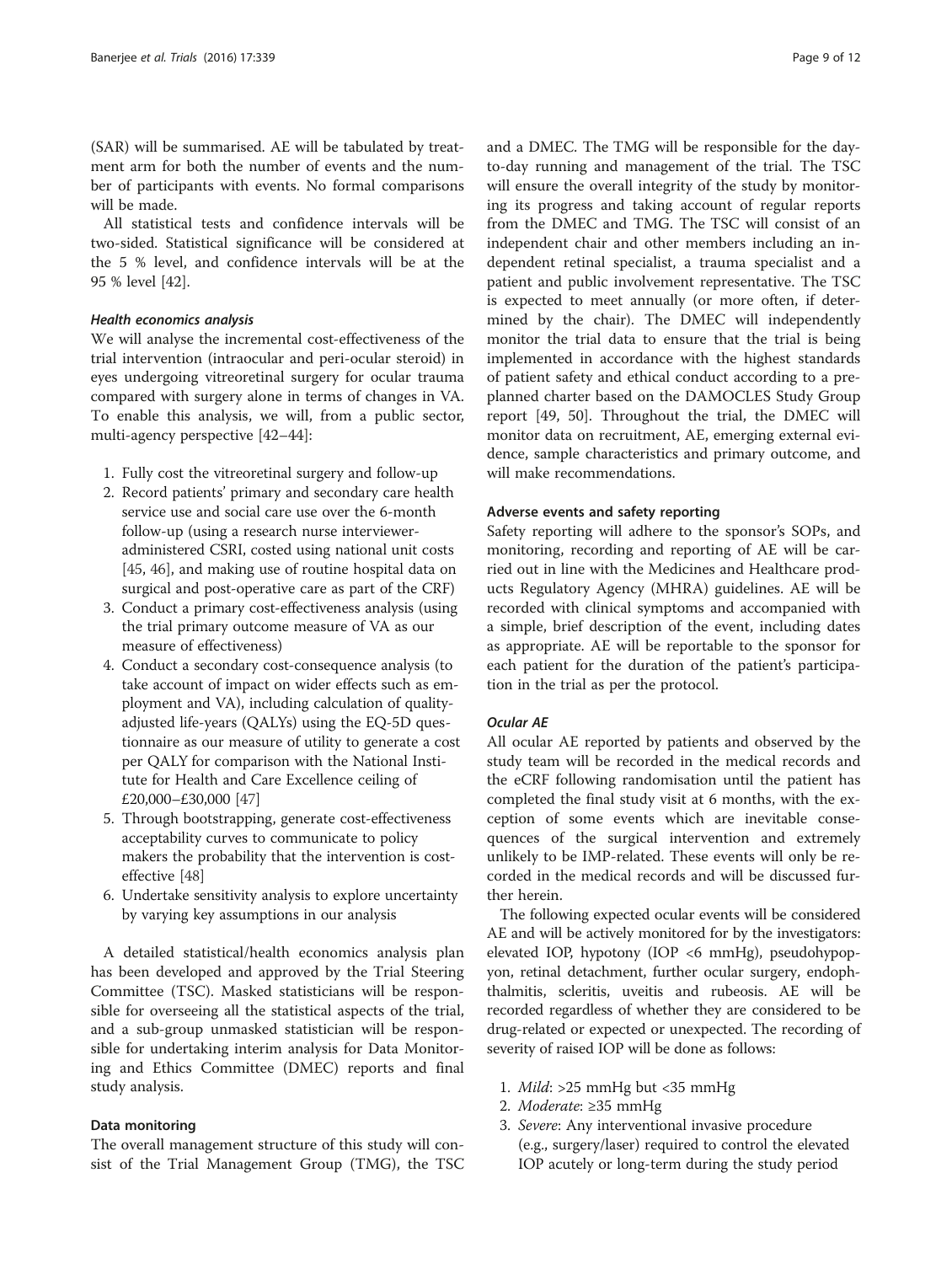(SAR) will be summarised. AE will be tabulated by treatment arm for both the number of events and the number of participants with events. No formal comparisons will be made.

All statistical tests and confidence intervals will be two-sided. Statistical significance will be considered at the 5 % level, and confidence intervals will be at the 95 % level [42].

#### *Health economics analysis*

We will analyse the incremental cost-effectiveness of the trial intervention (intraocular and peri-ocular steroid) in eyes undergoing vitreoretinal surgery for ocular trauma compared with surgery alone in terms of changes in VA. To enable this analysis, we will, from a public sector, multi-agency perspective [42–44]:

1. Fully cost the vitreoretinal surgery and follow-up
2. Record patients' primary and secondary care health service use and social care use over the 6-month follow-up (using a research nurse interviewer-administered CSRI, costed using national unit costs [45, 46], and making use of routine hospital data on surgical and post-operative care as part of the CRF)
3. Conduct a primary cost-effectiveness analysis (using the trial primary outcome measure of VA as our measure of effectiveness)
4. Conduct a secondary cost-consequence analysis (to take account of impact on wider effects such as employment and VA), including calculation of quality-adjusted life-years (QALYs) using the EQ-5D questionnaire as our measure of utility to generate a cost per QALY for comparison with the National Institute for Health and Care Excellence ceiling of £20,000–£30,000 [47]
5. Through bootstrapping, generate cost-effectiveness acceptability curves to communicate to policy makers the probability that the intervention is cost-effective [48]
6. Undertake sensitivity analysis to explore uncertainty by varying key assumptions in our analysis

A detailed statistical/health economics analysis plan has been developed and approved by the Trial Steering Committee (TSC). Masked statisticians will be responsible for overseeing all the statistical aspects of the trial, and a sub-group unmasked statistician will be responsible for undertaking interim analysis for Data Monitoring and Ethics Committee (DMEC) reports and final study analysis.

### Data monitoring

The overall management structure of this study will consist of the Trial Management Group (TMG), the TSC and a DMEC. The TMG will be responsible for the day-to-day running and management of the trial. The TSC will ensure the overall integrity of the study by monitoring its progress and taking account of regular reports from the DMEC and TMG. The TSC will consist of an independent chair and other members including an independent retinal specialist, a trauma specialist and a patient and public involvement representative. The TSC is expected to meet annually (or more often, if determined by the chair). The DMEC will independently monitor the trial data to ensure that the trial is being implemented in accordance with the highest standards of patient safety and ethical conduct according to a pre-planned charter based on the DAMOCLES Study Group report [49, 50]. Throughout the trial, the DMEC will monitor data on recruitment, AE, emerging external evidence, sample characteristics and primary outcome, and will make recommendations.

### Adverse events and safety reporting

Safety reporting will adhere to the sponsor's SOPs, and monitoring, recording and reporting of AE will be carried out in line with the Medicines and Healthcare products Regulatory Agency (MHRA) guidelines. AE will be recorded with clinical symptoms and accompanied with a simple, brief description of the event, including dates as appropriate. AE will be reportable to the sponsor for each patient for the duration of the patient's participation in the trial as per the protocol.

#### *Ocular AE*

All ocular AE reported by patients and observed by the study team will be recorded in the medical records and the eCRF following randomisation until the patient has completed the final study visit at 6 months, with the exception of some events which are inevitable consequences of the surgical intervention and extremely unlikely to be IMP-related. These events will only be recorded in the medical records and will be discussed further herein.

The following expected ocular events will be considered AE and will be actively monitored for by the investigators: elevated IOP, hypotony (IOP <6 mmHg), pseudohypopyon, retinal detachment, further ocular surgery, endophthalmitis, scleritis, uveitis and rubeosis. AE will be recorded regardless of whether they are considered to be drug-related or expected or unexpected. The recording of severity of raised IOP will be done as follows:

1. *Mild*: >25 mmHg but <35 mmHg
2. *Moderate*: ≥35 mmHg
3. *Severe*: Any interventional invasive procedure (e.g., surgery/laser) required to control the elevated IOP acutely or long-term during the study period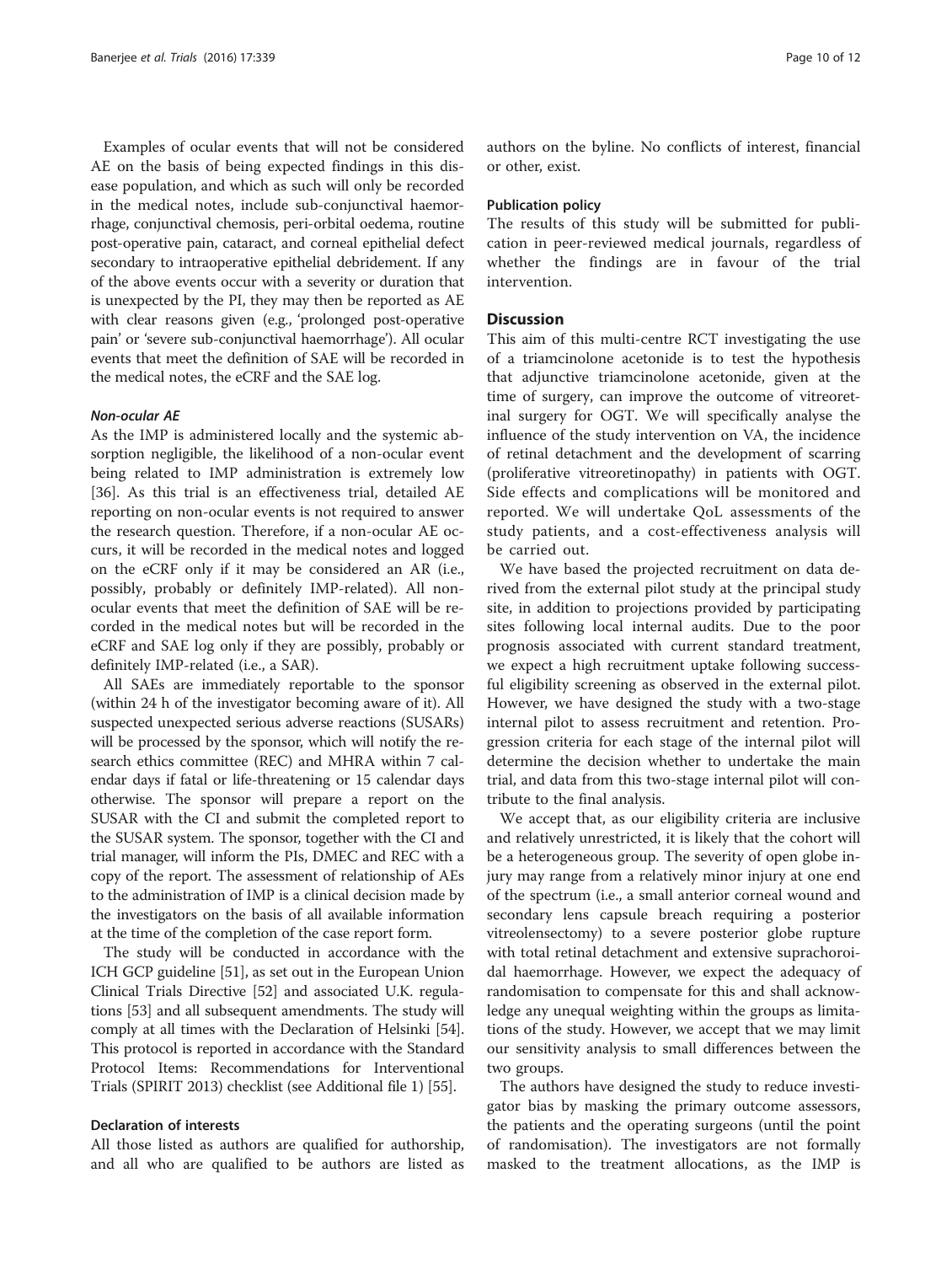Examples of ocular events that will not be considered AE on the basis of being expected findings in this disease population, and which as such will only be recorded in the medical notes, include sub-conjunctival haemorrhage, conjunctival chemosis, peri-orbital oedema, routine post-operative pain, cataract, and corneal epithelial defect secondary to intraoperative epithelial debridement. If any of the above events occur with a severity or duration that is unexpected by the PI, they may then be reported as AE with clear reasons given (e.g., 'prolonged post-operative pain' or 'severe sub-conjunctival haemorrhage'). All ocular events that meet the definition of SAE will be recorded in the medical notes, the eCRF and the SAE log.

#### *Non-ocular AE*

As the IMP is administered locally and the systemic absorption negligible, the likelihood of a non-ocular event being related to IMP administration is extremely low [36]. As this trial is an effectiveness trial, detailed AE reporting on non-ocular events is not required to answer the research question. Therefore, if a non-ocular AE occurs, it will be recorded in the medical notes and logged on the eCRF only if it may be considered an AR (i.e., possibly, probably or definitely IMP-related). All non-ocular events that meet the definition of SAE will be recorded in the medical notes but will be recorded in the eCRF and SAE log only if they are possibly, probably or definitely IMP-related (i.e., a SAR).

All SAEs are immediately reportable to the sponsor (within 24 h of the investigator becoming aware of it). All suspected unexpected serious adverse reactions (SUSARs) will be processed by the sponsor, which will notify the research ethics committee (REC) and MHRA within 7 calendar days if fatal or life-threatening or 15 calendar days otherwise. The sponsor will prepare a report on the SUSAR with the CI and submit the completed report to the SUSAR system. The sponsor, together with the CI and trial manager, will inform the PIs, DMEC and REC with a copy of the report. The assessment of relationship of AEs to the administration of IMP is a clinical decision made by the investigators on the basis of all available information at the time of the completion of the case report form.

The study will be conducted in accordance with the ICH GCP guideline [51], as set out in the European Union Clinical Trials Directive [52] and associated U.K. regulations [53] and all subsequent amendments. The study will comply at all times with the Declaration of Helsinki [54]. This protocol is reported in accordance with the Standard Protocol Items: Recommendations for Interventional Trials (SPIRIT 2013) checklist (see Additional file 1) [55].

### Declaration of interests

All those listed as authors are qualified for authorship, and all who are qualified to be authors are listed as authors on the byline. No conflicts of interest, financial or other, exist.

### Publication policy

The results of this study will be submitted for publication in peer-reviewed medical journals, regardless of whether the findings are in favour of the trial intervention.

## Discussion

This aim of this multi-centre RCT investigating the use of a triamcinolone acetonide is to test the hypothesis that adjunctive triamcinolone acetonide, given at the time of surgery, can improve the outcome of vitreoretinal surgery for OGT. We will specifically analyse the influence of the study intervention on VA, the incidence of retinal detachment and the development of scarring (proliferative vitreoretinopathy) in patients with OGT. Side effects and complications will be monitored and reported. We will undertake QoL assessments of the study patients, and a cost-effectiveness analysis will be carried out.

We have based the projected recruitment on data derived from the external pilot study at the principal study site, in addition to projections provided by participating sites following local internal audits. Due to the poor prognosis associated with current standard treatment, we expect a high recruitment uptake following successful eligibility screening as observed in the external pilot. However, we have designed the study with a two-stage internal pilot to assess recruitment and retention. Progression criteria for each stage of the internal pilot will determine the decision whether to undertake the main trial, and data from this two-stage internal pilot will contribute to the final analysis.

We accept that, as our eligibility criteria are inclusive and relatively unrestricted, it is likely that the cohort will be a heterogeneous group. The severity of open globe injury may range from a relatively minor injury at one end of the spectrum (i.e., a small anterior corneal wound and secondary lens capsule breach requiring a posterior vitreolensectomy) to a severe posterior globe rupture with total retinal detachment and extensive suprachoroidal haemorrhage. However, we expect the adequacy of randomisation to compensate for this and shall acknowledge any unequal weighting within the groups as limitations of the study. However, we accept that we may limit our sensitivity analysis to small differences between the two groups.

The authors have designed the study to reduce investigator bias by masking the primary outcome assessors, the patients and the operating surgeons (until the point of randomisation). The investigators are not formally masked to the treatment allocations, as the IMP is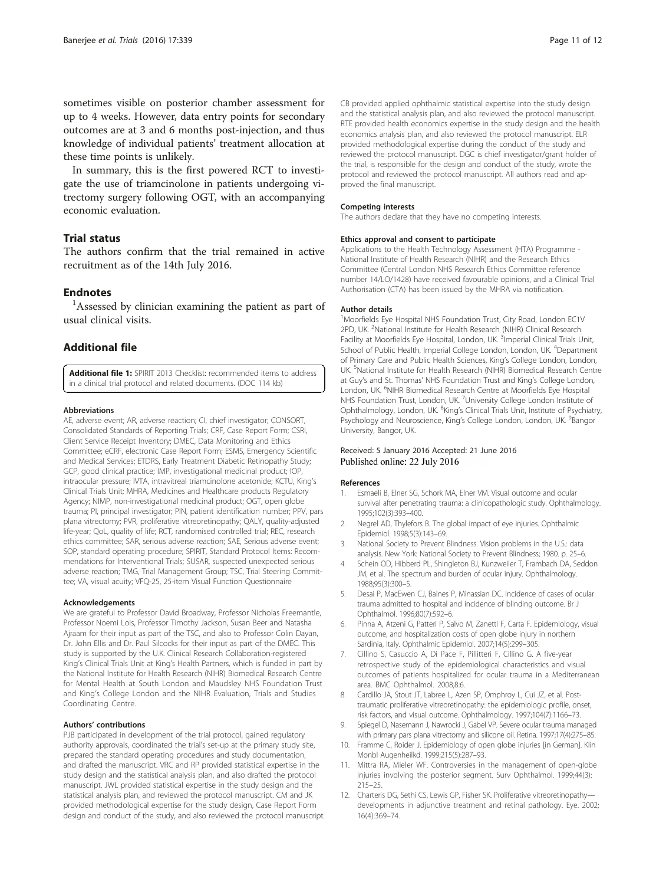sometimes visible on posterior chamber assessment for up to 4 weeks. However, data entry points for secondary outcomes are at 3 and 6 months post-injection, and thus knowledge of individual patients' treatment allocation at these time points is unlikely.

In summary, this is the first powered RCT to investigate the use of triamcinolone in patients undergoing vitrectomy surgery following OGT, with an accompanying economic evaluation.

## Trial status

The authors confirm that the trial remained in active recruitment as of the 14th July 2016.

## Endnotes

[1]Assessed by clinician examining the patient as part of usual clinical visits.

## Additional file

**Additional file 1:** SPIRIT 2013 Checklist: recommended items to address in a clinical trial protocol and related documents. (DOC 114 kb)

#### Abbreviations

AE, adverse event; AR, adverse reaction; CI, chief investigator; CONSORT, Consolidated Standards of Reporting Trials; CRF, Case Report Form; CSRI, Client Service Receipt Inventory; DMEC, Data Monitoring and Ethics Committee; eCRF, electronic Case Report Form; ESMS, Emergency Scientific and Medical Services; ETDRS, Early Treatment Diabetic Retinopathy Study; GCP, good clinical practice; IMP, investigational medicinal product; IOP, intraocular pressure; IVTA, intravitreal triamcinolone acetonide; KCTU, King's Clinical Trials Unit; MHRA, Medicines and Healthcare products Regulatory Agency; NIMP, non-investigational medicinal product; OGT, open globe trauma; PI, principal investigator; PIN, patient identification number; PPV, pars plana vitrectomy; PVR, proliferative vitreoretinopathy; QALY, quality-adjusted life-year; QoL, quality of life; RCT, randomised controlled trial; REC, research ethics committee; SAR, serious adverse reaction; SAE, Serious adverse event; SOP, standard operating procedure; SPIRIT, Standard Protocol Items: Recommendations for Interventional Trials; SUSAR, suspected unexpected serious adverse reaction; TMG, Trial Management Group; TSC, Trial Steering Committee; VA, visual acuity; VFQ-25, 25-item Visual Function Questionnaire

#### Acknowledgements

We are grateful to Professor David Broadway, Professor Nicholas Freemantle, Professor Noemi Lois, Professor Timothy Jackson, Susan Beer and Natasha Ajraam for their input as part of the TSC, and also to Professor Colin Dayan, Dr. John Ellis and Dr. Paul Silcocks for their input as part of the DMEC. This study is supported by the U.K. Clinical Research Collaboration-registered King's Clinical Trials Unit at King's Health Partners, which is funded in part by the National Institute for Health Research (NIHR) Biomedical Research Centre for Mental Health at South London and Maudsley NHS Foundation Trust and King's College London and the NIHR Evaluation, Trials and Studies Coordinating Centre.

#### Authors' contributions

PJB participated in development of the trial protocol, gained regulatory authority approvals, coordinated the trial's set-up at the primary study site, prepared the standard operating procedures and study documentation, and drafted the manuscript. VRC and RP provided statistical expertise in the study design and the statistical analysis plan, and also drafted the protocol manuscript. JWL provided statistical expertise in the study design and the statistical analysis plan, and reviewed the protocol manuscript. CM and JK provided methodological expertise for the study design, Case Report Form design and conduct of the study, and also reviewed the protocol manuscript. CB provided applied ophthalmic statistical expertise into the study design and the statistical analysis plan, and also reviewed the protocol manuscript. RTE provided health economics expertise in the study design and the health economics analysis plan, and also reviewed the protocol manuscript. ELR provided methodological expertise during the conduct of the study and reviewed the protocol manuscript. DGC is chief investigator/grant holder of the trial, is responsible for the design and conduct of the study, wrote the protocol and reviewed the protocol manuscript. All authors read and approved the final manuscript.

#### Competing interests

The authors declare that they have no competing interests.

#### Ethics approval and consent to participate

Applications to the Health Technology Assessment (HTA) Programme - National Institute of Health Research (NIHR) and the Research Ethics Committee (Central London NHS Research Ethics Committee reference number 14/LO/1428) have received favourable opinions, and a Clinical Trial Authorisation (CTA) has been issued by the MHRA via notification.

#### Author details

[1]Moorfields Eye Hospital NHS Foundation Trust, City Road, London EC1V 2PD, UK. [2]National Institute for Health Research (NIHR) Clinical Research Facility at Moorfields Eye Hospital, London, UK. [3]Imperial Clinical Trials Unit, School of Public Health, Imperial College London, London, UK. [4]Department of Primary Care and Public Health Sciences, King's College London, London, UK. [5]National Institute for Health Research (NIHR) Biomedical Research Centre at Guy's and St. Thomas' NHS Foundation Trust and King's College London, London, UK. [6]NIHR Biomedical Research Centre at Moorfields Eye Hospital NHS Foundation Trust, London, UK. [7]University College London Institute of Ophthalmology, London, UK. [8]King's Clinical Trials Unit, Institute of Psychiatry, Psychology and Neuroscience, King's College London, London, UK. [9]Bangor University, Bangor, UK.

Received: 5 January 2016 Accepted: 21 June 2016
Published online: 22 July 2016

#### References

1. Esmaeli B, Elner SG, Schork MA, Elner VM. Visual outcome and ocular survival after penetrating trauma: a clinicopathologic study. Ophthalmology. 1995;102(3):393–400.
2. Negrel AD, Thylefors B. The global impact of eye injuries. Ophthalmic Epidemiol. 1998;5(3):143–69.
3. National Society to Prevent Blindness. Vision problems in the U.S.: data analysis. New York: National Society to Prevent Blindness; 1980. p. 25–6.
4. Schein OD, Hibberd PL, Shingleton BJ, Kunzweiler T, Frambach DA, Seddon JM, et al. The spectrum and burden of ocular injury. Ophthalmology. 1988;95(3):300–5.
5. Desai P, MacEwen CJ, Baines P, Minassian DC. Incidence of cases of ocular trauma admitted to hospital and incidence of blinding outcome. Br J Ophthalmol. 1996;80(7):592–6.
6. Pinna A, Atzeni G, Patteri P, Salvo M, Zanetti F, Carta F. Epidemiology, visual outcome, and hospitalization costs of open globe injury in northern Sardinia, Italy. Ophthalmic Epidemiol. 2007;14(5):299–305.
7. Cillino S, Casuccio A, Di Pace F, Pillitteri F, Cillino G. A five-year retrospective study of the epidemiological characteristics and visual outcomes of patients hospitalized for ocular trauma in a Mediterranean area. BMC Ophthalmol. 2008;8:6.
8. Cardillo JA, Stout JT, Labree L, Azen SP, Omphroy L, Cui JZ, et al. Post-traumatic proliferative vitreoretinopathy: the epidemiologic profile, onset, risk factors, and visual outcome. Ophthalmology. 1997;104(7):1166–73.
9. Spiegel D, Nasemann J, Nawrocki J, Gabel VP. Severe ocular trauma managed with primary pars plana vitrectomy and silicone oil. Retina. 1997;17(4):275–85.
10. Framme C, Roider J. Epidemiology of open globe injuries [in German]. Klin Monbl Augenheilkd. 1999;215(5):287–93.
11. Mittra RA, Mieler WF. Controversies in the management of open-globe injuries involving the posterior segment. Surv Ophthalmol. 1999;44(3):215–25.
12. Charteris DG, Sethi CS, Lewis GP, Fisher SK. Proliferative vitreoretinopathy—developments in adjunctive treatment and retinal pathology. Eye. 2002;16(4):369–74.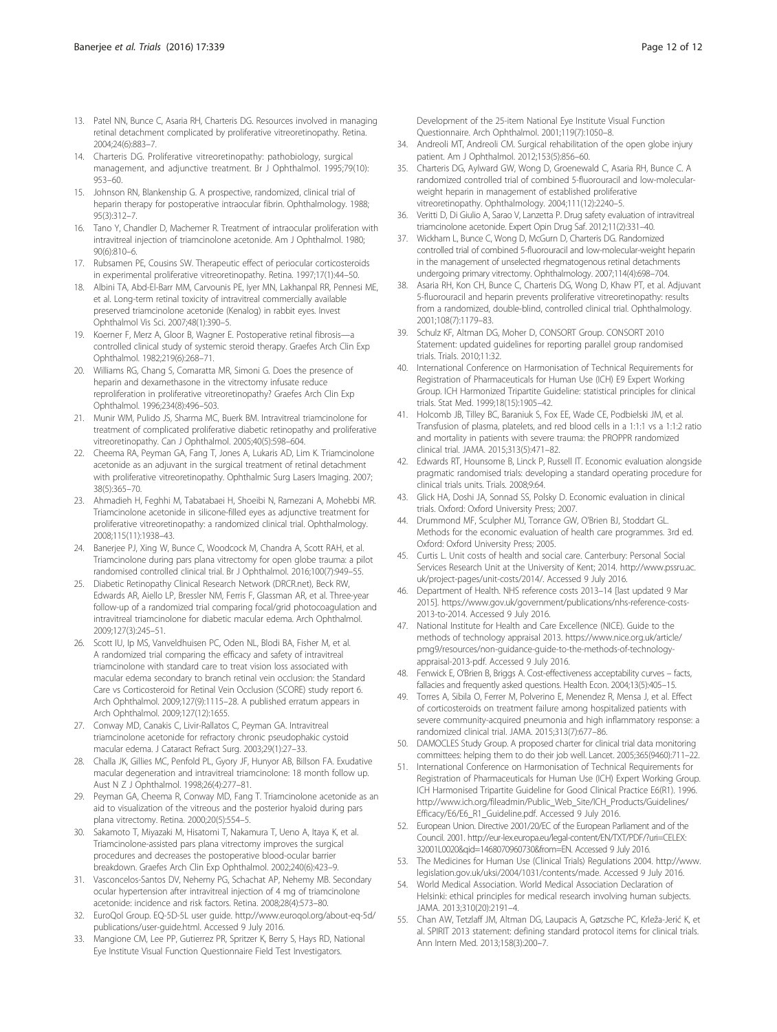13. Patel NN, Bunce C, Asaria RH, Charteris DG. Resources involved in managing retinal detachment complicated by proliferative vitreoretinopathy. Retina. 2004;24(6):883–7.
14. Charteris DG. Proliferative vitreoretinopathy: pathobiology, surgical management, and adjunctive treatment. Br J Ophthalmol. 1995;79(10): 953–60.
15. Johnson RN, Blankenship G. A prospective, randomized, clinical trial of heparin therapy for postoperative intraocular fibrin. Ophthalmology. 1988; 95(3):312–7.
16. Tano Y, Chandler D, Machemer R. Treatment of intraocular proliferation with intravitreal injection of triamcinolone acetonide. Am J Ophthalmol. 1980; 90(6):810–6.
17. Rubsamen PE, Cousins SW. Therapeutic effect of periocular corticosteroids in experimental proliferative vitreoretinopathy. Retina. 1997;17(1):44–50.
18. Albini TA, Abd-El-Barr MM, Carvounis PE, Iyer MN, Lakhanpal RR, Pennesi ME, et al. Long-term retinal toxicity of intravitreal commercially available preserved triamcinolone acetonide (Kenalog) in rabbit eyes. Invest Ophthalmol Vis Sci. 2007;48(1):390–5.
19. Koerner F, Merz A, Gloor B, Wagner E. Postoperative retinal fibrosis—a controlled clinical study of systemic steroid therapy. Graefes Arch Clin Exp Ophthalmol. 1982;219(6):268–71.
20. Williams RG, Chang S, Comaratta MR, Simoni G. Does the presence of heparin and dexamethasone in the vitrectomy infusate reduce reproliferation in proliferative vitreoretinopathy? Graefes Arch Clin Exp Ophthalmol. 1996;234(8):496–503.
21. Munir WM, Pulido JS, Sharma MC, Buerk BM. Intravitreal triamcinolone for treatment of complicated proliferative diabetic retinopathy and proliferative vitreoretinopathy. Can J Ophthalmol. 2005;40(5):598–604.
22. Cheema RA, Peyman GA, Fang T, Jones A, Lukaris AD, Lim K. Triamcinolone acetonide as an adjuvant in the surgical treatment of retinal detachment with proliferative vitreoretinopathy. Ophthalmic Surg Lasers Imaging. 2007; 38(5):365–70.
23. Ahmadieh H, Feghhi M, Tabatabaei H, Shoeibi N, Ramezani A, Mohebbi MR. Triamcinolone acetonide in silicone-filled eyes as adjunctive treatment for proliferative vitreoretinopathy: a randomized clinical trial. Ophthalmology. 2008;115(11):1938–43.
24. Banerjee PJ, Xing W, Bunce C, Woodcock M, Chandra A, Scott RAH, et al. Triamcinolone during pars plana vitrectomy for open globe trauma: a pilot randomised controlled clinical trial. Br J Ophthalmol. 2016;100(7):949–55.
25. Diabetic Retinopathy Clinical Research Network (DRCR.net), Beck RW, Edwards AR, Aiello LP, Bressler NM, Ferris F, Glassman AR, et al. Three-year follow-up of a randomized trial comparing focal/grid photocoagulation and intravitreal triamcinolone for diabetic macular edema. Arch Ophthalmol. 2009;127(3):245–51.
26. Scott IU, Ip MS, Vanveldhuisen PC, Oden NL, Blodi BA, Fisher M, et al. A randomized trial comparing the efficacy and safety of intravitreal triamcinolone with standard care to treat vision loss associated with macular edema secondary to branch retinal vein occlusion: the Standard Care vs Corticosteroid for Retinal Vein Occlusion (SCORE) study report 6. Arch Ophthalmol. 2009;127(9):1115–28. A published erratum appears in Arch Ophthalmol. 2009;127(12):1655.
27. Conway MD, Canakis C, Livir-Rallatos C, Peyman GA. Intravitreal triamcinolone acetonide for refractory chronic pseudophakic cystoid macular edema. J Cataract Refract Surg. 2003;29(1):27–33.
28. Challa JK, Gillies MC, Penfold PL, Gyory JF, Hunyor AB, Billson FA. Exudative macular degeneration and intravitreal triamcinolone: 18 month follow up. Aust N Z J Ophthalmol. 1998;26(4):277–81.
29. Peyman GA, Cheema R, Conway MD, Fang T. Triamcinolone acetonide as an aid to visualization of the vitreous and the posterior hyaloid during pars plana vitrectomy. Retina. 2000;20(5):554–5.
30. Sakamoto T, Miyazaki M, Hisatomi T, Nakamura T, Ueno A, Itaya K, et al. Triamcinolone-assisted pars plana vitrectomy improves the surgical procedures and decreases the postoperative blood-ocular barrier breakdown. Graefes Arch Clin Exp Ophthalmol. 2002;240(6):423–9.
31. Vasconcelos-Santos DV, Nehemy PG, Schachat AP, Nehemy MB. Secondary ocular hypertension after intravitreal injection of 4 mg of triamcinolone acetonide: incidence and risk factors. Retina. 2008;28(4):573–80.
32. EuroQol Group. EQ-5D-5L user guide. http://www.euroqol.org/about-eq-5d/publications/user-guide.html. Accessed 9 July 2016.
33. Mangione CM, Lee PP, Gutierrez PR, Spritzer K, Berry S, Hays RD, National Eye Institute Visual Function Questionnaire Field Test Investigators. Development of the 25-item National Eye Institute Visual Function Questionnaire. Arch Ophthalmol. 2001;119(7):1050–8.
34. Andreoli MT, Andreoli CM. Surgical rehabilitation of the open globe injury patient. Am J Ophthalmol. 2012;153(5):856–60.
35. Charteris DG, Aylward GW, Wong D, Groenewald C, Asaria RH, Bunce C. A randomized controlled trial of combined 5-fluorouracil and low-molecular-weight heparin in management of established proliferative vitreoretinopathy. Ophthalmology. 2004;111(12):2240–5.
36. Veritti D, Di Giulio A, Sarao V, Lanzetta P. Drug safety evaluation of intravitreal triamcinolone acetonide. Expert Opin Drug Saf. 2012;11(2):331–40.
37. Wickham L, Bunce C, Wong D, McGurn D, Charteris DG. Randomized controlled trial of combined 5-fluorouracil and low-molecular-weight heparin in the management of unselected rhegmatogenous retinal detachments undergoing primary vitrectomy. Ophthalmology. 2007;114(4):698–704.
38. Asaria RH, Kon CH, Bunce C, Charteris DG, Wong D, Khaw PT, et al. Adjuvant 5-fluorouracil and heparin prevents proliferative vitreoretinopathy: results from a randomized, double-blind, controlled clinical trial. Ophthalmology. 2001;108(7):1179–83.
39. Schulz KF, Altman DG, Moher D, CONSORT Group. CONSORT 2010 Statement: updated guidelines for reporting parallel group randomised trials. Trials. 2010;11:32.
40. International Conference on Harmonisation of Technical Requirements for Registration of Pharmaceuticals for Human Use (ICH) E9 Expert Working Group. ICH Harmonized Tripartite Guideline: statistical principles for clinical trials. Stat Med. 1999;18(15):1905–42.
41. Holcomb JB, Tilley BC, Baraniuk S, Fox EE, Wade CE, Podbielski JM, et al. Transfusion of plasma, platelets, and red blood cells in a 1:1:1 vs a 1:1:2 ratio and mortality in patients with severe trauma: the PROPPR randomized clinical trial. JAMA. 2015;313(5):471–82.
42. Edwards RT, Hounsome B, Linck P, Russell IT. Economic evaluation alongside pragmatic randomised trials: developing a standard operating procedure for clinical trials units. Trials. 2008;9:64.
43. Glick HA, Doshi JA, Sonnad SS, Polsky D. Economic evaluation in clinical trials. Oxford: Oxford University Press; 2007.
44. Drummond MF, Sculpher MJ, Torrance GW, O'Brien BJ, Stoddart GL. Methods for the economic evaluation of health care programmes. 3rd ed. Oxford: Oxford University Press; 2005.
45. Curtis L. Unit costs of health and social care. Canterbury: Personal Social Services Research Unit at the University of Kent; 2014. http://www.pssru.ac.uk/project-pages/unit-costs/2014/. Accessed 9 July 2016.
46. Department of Health. NHS reference costs 2013–14 [last updated 9 Mar 2015]. https://www.gov.uk/government/publications/nhs-reference-costs-2013-to-2014. Accessed 9 July 2016.
47. National Institute for Health and Care Excellence (NICE). Guide to the methods of technology appraisal 2013. https://www.nice.org.uk/article/pmg9/resources/non-guidance-guide-to-the-methods-of-technology-appraisal-2013-pdf. Accessed 9 July 2016.
48. Fenwick E, O'Brien B, Briggs A. Cost-effectiveness acceptability curves – facts, fallacies and frequently asked questions. Health Econ. 2004;13(5):405–15.
49. Torres A, Sibila O, Ferrer M, Polverino E, Menendez R, Mensa J, et al. Effect of corticosteroids on treatment failure among hospitalized patients with severe community-acquired pneumonia and high inflammatory response: a randomized clinical trial. JAMA. 2015;313(7):677–86.
50. DAMOCLES Study Group. A proposed charter for clinical trial data monitoring committees: helping them to do their job well. Lancet. 2005;365(9460):711–22.
51. International Conference on Harmonisation of Technical Requirements for Registration of Pharmaceuticals for Human Use (ICH) Expert Working Group. ICH Harmonised Tripartite Guideline for Good Clinical Practice E6(R1). 1996. http://www.ich.org/fileadmin/Public_Web_Site/ICH_Products/Guidelines/Efficacy/E6/E6_R1_Guideline.pdf. Accessed 9 July 2016.
52. European Union. Directive 2001/20/EC of the European Parliament and of the Council. 2001. http://eur-lex.europa.eu/legal-content/EN/TXT/PDF/?uri=CELEX:32001L0020&qid=1468070960730&from=EN. Accessed 9 July 2016.
53. The Medicines for Human Use (Clinical Trials) Regulations 2004. http://www.legislation.gov.uk/uksi/2004/1031/contents/made. Accessed 9 July 2016.
54. World Medical Association. World Medical Association Declaration of Helsinki: ethical principles for medical research involving human subjects. JAMA. 2013;310(20):2191–4.
55. Chan AW, Tetzlaff JM, Altman DG, Laupacis A, Gøtzsche PC, Krleža-Jerić K, et al. SPIRIT 2013 statement: defining standard protocol items for clinical trials. Ann Intern Med. 2013;158(3):200–7.